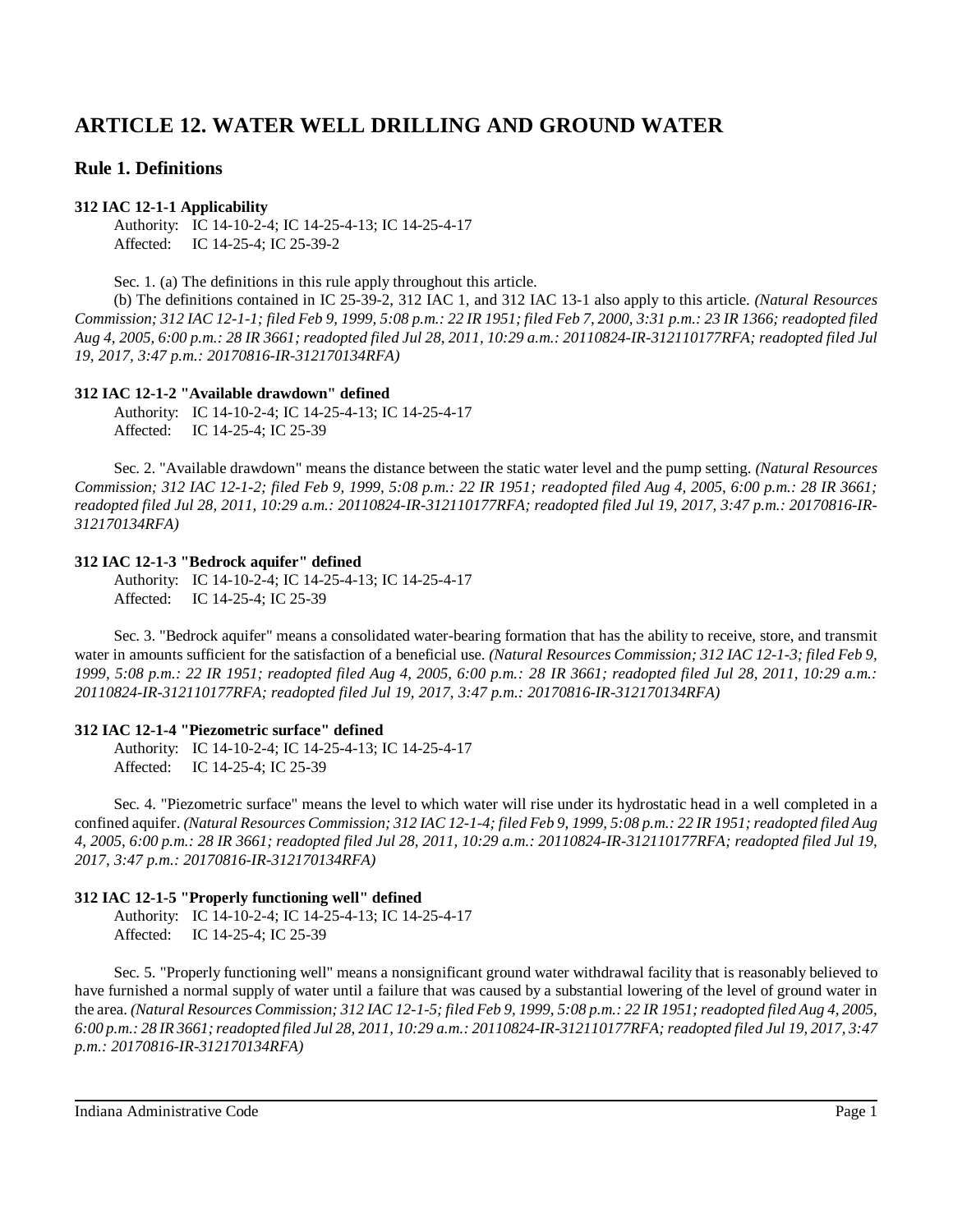# ARTICLE 12. WATER WELL DRILLING AND GROUND WATER

## Rule 1. Definitions

**312 IAC 12-1-1 Applicability**

Authority: IC 14-10-2-4; IC 14-25-4-13; IC 14-25-4-17
Affected: IC 14-25-4; IC 25-39-2

Sec. 1. (a) The definitions in this rule apply throughout this article.

(b) The definitions contained in IC 25-39-2, 312 IAC 1, and 312 IAC 13-1 also apply to this article. *(Natural Resources Commission; 312 IAC 12-1-1; filed Feb 9, 1999, 5:08 p.m.: 22 IR 1951; filed Feb 7, 2000, 3:31 p.m.: 23 IR 1366; readopted filed Aug 4, 2005, 6:00 p.m.: 28 IR 3661; readopted filed Jul 28, 2011, 10:29 a.m.: 20110824-IR-312110177RFA; readopted filed Jul 19, 2017, 3:47 p.m.: 20170816-IR-312170134RFA)*

**312 IAC 12-1-2 "Available drawdown" defined**

Authority: IC 14-10-2-4; IC 14-25-4-13; IC 14-25-4-17
Affected: IC 14-25-4; IC 25-39

Sec. 2. "Available drawdown" means the distance between the static water level and the pump setting. *(Natural Resources Commission; 312 IAC 12-1-2; filed Feb 9, 1999, 5:08 p.m.: 22 IR 1951; readopted filed Aug 4, 2005, 6:00 p.m.: 28 IR 3661; readopted filed Jul 28, 2011, 10:29 a.m.: 20110824-IR-312110177RFA; readopted filed Jul 19, 2017, 3:47 p.m.: 20170816-IR-312170134RFA)*

**312 IAC 12-1-3 "Bedrock aquifer" defined**

Authority: IC 14-10-2-4; IC 14-25-4-13; IC 14-25-4-17
Affected: IC 14-25-4; IC 25-39

Sec. 3. "Bedrock aquifer" means a consolidated water-bearing formation that has the ability to receive, store, and transmit water in amounts sufficient for the satisfaction of a beneficial use. *(Natural Resources Commission; 312 IAC 12-1-3; filed Feb 9, 1999, 5:08 p.m.: 22 IR 1951; readopted filed Aug 4, 2005, 6:00 p.m.: 28 IR 3661; readopted filed Jul 28, 2011, 10:29 a.m.: 20110824-IR-312110177RFA; readopted filed Jul 19, 2017, 3:47 p.m.: 20170816-IR-312170134RFA)*

**312 IAC 12-1-4 "Piezometric surface" defined**

Authority: IC 14-10-2-4; IC 14-25-4-13; IC 14-25-4-17
Affected: IC 14-25-4; IC 25-39

Sec. 4. "Piezometric surface" means the level to which water will rise under its hydrostatic head in a well completed in a confined aquifer. *(Natural Resources Commission; 312 IAC 12-1-4; filed Feb 9, 1999, 5:08 p.m.: 22 IR 1951; readopted filed Aug 4, 2005, 6:00 p.m.: 28 IR 3661; readopted filed Jul 28, 2011, 10:29 a.m.: 20110824-IR-312110177RFA; readopted filed Jul 19, 2017, 3:47 p.m.: 20170816-IR-312170134RFA)*

**312 IAC 12-1-5 "Properly functioning well" defined**

Authority: IC 14-10-2-4; IC 14-25-4-13; IC 14-25-4-17
Affected: IC 14-25-4; IC 25-39

Sec. 5. "Properly functioning well" means a nonsignificant ground water withdrawal facility that is reasonably believed to have furnished a normal supply of water until a failure that was caused by a substantial lowering of the level of ground water in the area. *(Natural Resources Commission; 312 IAC 12-1-5; filed Feb 9, 1999, 5:08 p.m.: 22 IR 1951; readopted filed Aug 4, 2005, 6:00 p.m.: 28 IR 3661; readopted filed Jul 28, 2011, 10:29 a.m.: 20110824-IR-312110177RFA; readopted filed Jul 19, 2017, 3:47 p.m.: 20170816-IR-312170134RFA)*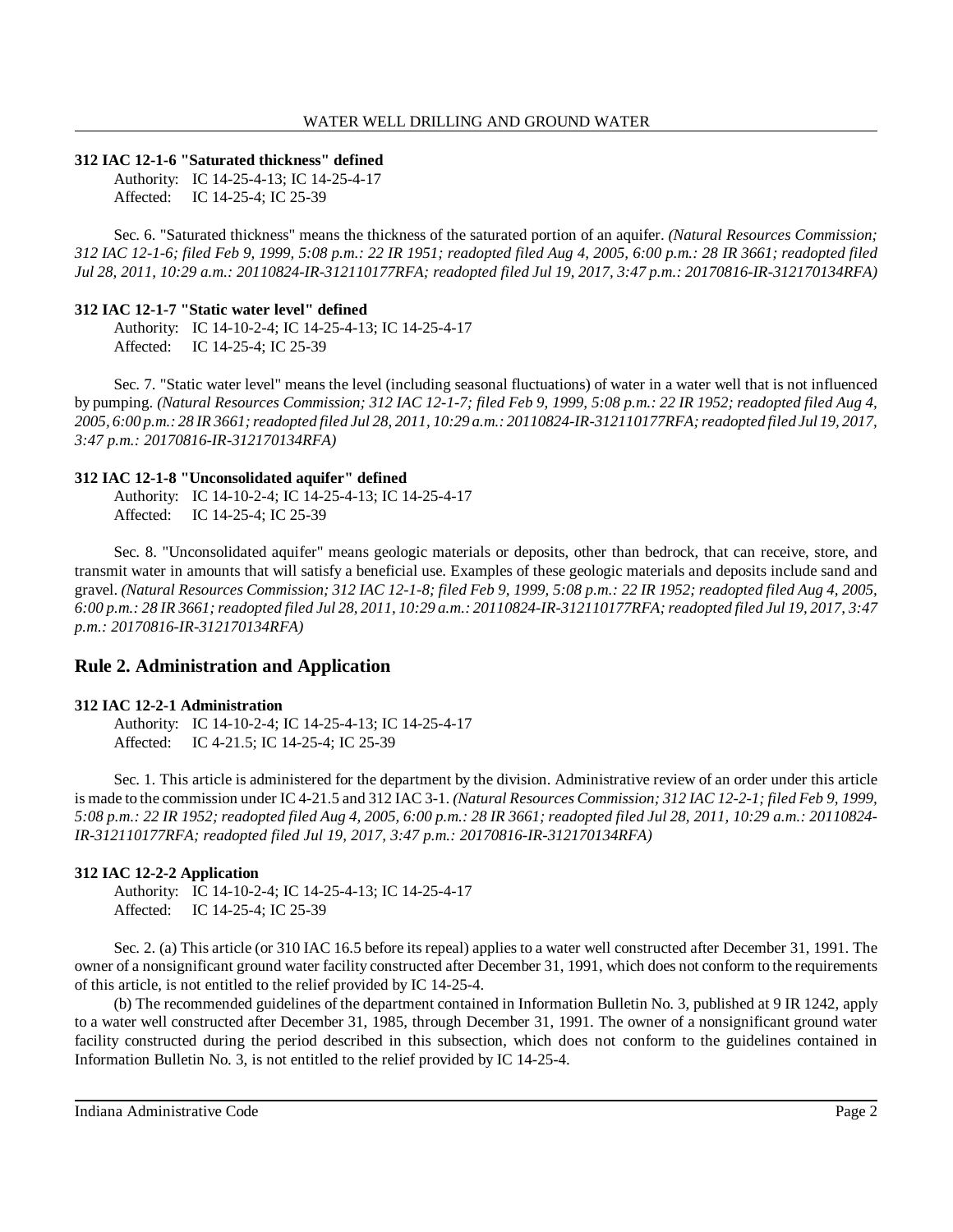**312 IAC 12-1-6 "Saturated thickness" defined**

Authority: IC 14-25-4-13; IC 14-25-4-17
Affected: IC 14-25-4; IC 25-39

Sec. 6. "Saturated thickness" means the thickness of the saturated portion of an aquifer. *(Natural Resources Commission; 312 IAC 12-1-6; filed Feb 9, 1999, 5:08 p.m.: 22 IR 1951; readopted filed Aug 4, 2005, 6:00 p.m.: 28 IR 3661; readopted filed Jul 28, 2011, 10:29 a.m.: 20110824-IR-312110177RFA; readopted filed Jul 19, 2017, 3:47 p.m.: 20170816-IR-312170134RFA)*

**312 IAC 12-1-7 "Static water level" defined**

Authority: IC 14-10-2-4; IC 14-25-4-13; IC 14-25-4-17
Affected: IC 14-25-4; IC 25-39

Sec. 7. "Static water level" means the level (including seasonal fluctuations) of water in a water well that is not influenced by pumping. *(Natural Resources Commission; 312 IAC 12-1-7; filed Feb 9, 1999, 5:08 p.m.: 22 IR 1952; readopted filed Aug 4, 2005, 6:00 p.m.: 28 IR 3661; readopted filed Jul 28, 2011, 10:29 a.m.: 20110824-IR-312110177RFA; readopted filed Jul 19, 2017, 3:47 p.m.: 20170816-IR-312170134RFA)*

**312 IAC 12-1-8 "Unconsolidated aquifer" defined**

Authority: IC 14-10-2-4; IC 14-25-4-13; IC 14-25-4-17
Affected: IC 14-25-4; IC 25-39

Sec. 8. "Unconsolidated aquifer" means geologic materials or deposits, other than bedrock, that can receive, store, and transmit water in amounts that will satisfy a beneficial use. Examples of these geologic materials and deposits include sand and gravel. *(Natural Resources Commission; 312 IAC 12-1-8; filed Feb 9, 1999, 5:08 p.m.: 22 IR 1952; readopted filed Aug 4, 2005, 6:00 p.m.: 28 IR 3661; readopted filed Jul 28, 2011, 10:29 a.m.: 20110824-IR-312110177RFA; readopted filed Jul 19, 2017, 3:47 p.m.: 20170816-IR-312170134RFA)*

## Rule 2. Administration and Application

**312 IAC 12-2-1 Administration**

Authority: IC 14-10-2-4; IC 14-25-4-13; IC 14-25-4-17
Affected: IC 4-21.5; IC 14-25-4; IC 25-39

Sec. 1. This article is administered for the department by the division. Administrative review of an order under this article is made to the commission under IC 4-21.5 and 312 IAC 3-1. *(Natural Resources Commission; 312 IAC 12-2-1; filed Feb 9, 1999, 5:08 p.m.: 22 IR 1952; readopted filed Aug 4, 2005, 6:00 p.m.: 28 IR 3661; readopted filed Jul 28, 2011, 10:29 a.m.: 20110824-IR-312110177RFA; readopted filed Jul 19, 2017, 3:47 p.m.: 20170816-IR-312170134RFA)*

**312 IAC 12-2-2 Application**

Authority: IC 14-10-2-4; IC 14-25-4-13; IC 14-25-4-17
Affected: IC 14-25-4; IC 25-39

Sec. 2. (a) This article (or 310 IAC 16.5 before its repeal) applies to a water well constructed after December 31, 1991. The owner of a nonsignificant ground water facility constructed after December 31, 1991, which does not conform to the requirements of this article, is not entitled to the relief provided by IC 14-25-4.

(b) The recommended guidelines of the department contained in Information Bulletin No. 3, published at 9 IR 1242, apply to a water well constructed after December 31, 1985, through December 31, 1991. The owner of a nonsignificant ground water facility constructed during the period described in this subsection, which does not conform to the guidelines contained in Information Bulletin No. 3, is not entitled to the relief provided by IC 14-25-4.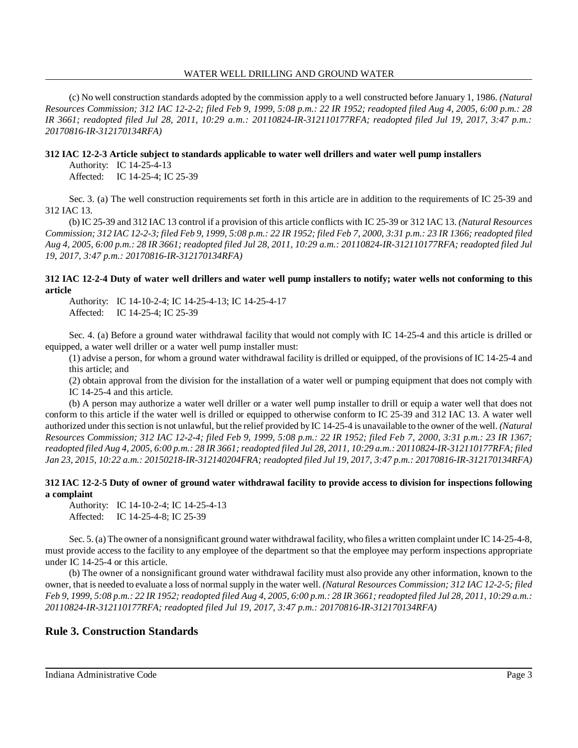(c) No well construction standards adopted by the commission apply to a well constructed before January 1, 1986. *(Natural Resources Commission; 312 IAC 12-2-2; filed Feb 9, 1999, 5:08 p.m.: 22 IR 1952; readopted filed Aug 4, 2005, 6:00 p.m.: 28 IR 3661; readopted filed Jul 28, 2011, 10:29 a.m.: 20110824-IR-312110177RFA; readopted filed Jul 19, 2017, 3:47 p.m.: 20170816-IR-312170134RFA)*

**312 IAC 12-2-3 Article subject to standards applicable to water well drillers and water well pump installers**

Authority: IC 14-25-4-13
Affected: IC 14-25-4; IC 25-39

Sec. 3. (a) The well construction requirements set forth in this article are in addition to the requirements of IC 25-39 and 312 IAC 13.

(b) IC 25-39 and 312 IAC 13 control if a provision of this article conflicts with IC 25-39 or 312 IAC 13. *(Natural Resources Commission; 312 IAC 12-2-3; filed Feb 9, 1999, 5:08 p.m.: 22 IR 1952; filed Feb 7, 2000, 3:31 p.m.: 23 IR 1366; readopted filed Aug 4, 2005, 6:00 p.m.: 28 IR 3661; readopted filed Jul 28, 2011, 10:29 a.m.: 20110824-IR-312110177RFA; readopted filed Jul 19, 2017, 3:47 p.m.: 20170816-IR-312170134RFA)*

**312 IAC 12-2-4 Duty of water well drillers and water well pump installers to notify; water wells not conforming to this article**

Authority: IC 14-10-2-4; IC 14-25-4-13; IC 14-25-4-17
Affected: IC 14-25-4; IC 25-39

Sec. 4. (a) Before a ground water withdrawal facility that would not comply with IC 14-25-4 and this article is drilled or equipped, a water well driller or a water well pump installer must:

(1) advise a person, for whom a ground water withdrawal facility is drilled or equipped, of the provisions of IC 14-25-4 and this article; and

(2) obtain approval from the division for the installation of a water well or pumping equipment that does not comply with IC 14-25-4 and this article.

(b) A person may authorize a water well driller or a water well pump installer to drill or equip a water well that does not conform to this article if the water well is drilled or equipped to otherwise conform to IC 25-39 and 312 IAC 13. A water well authorized under this section is not unlawful, but the relief provided by IC 14-25-4 is unavailable to the owner of the well. *(Natural Resources Commission; 312 IAC 12-2-4; filed Feb 9, 1999, 5:08 p.m.: 22 IR 1952; filed Feb 7, 2000, 3:31 p.m.: 23 IR 1367; readopted filed Aug 4, 2005, 6:00 p.m.: 28 IR 3661; readopted filed Jul 28, 2011, 10:29 a.m.: 20110824-IR-312110177RFA; filed Jan 23, 2015, 10:22 a.m.: 20150218-IR-312140204FRA; readopted filed Jul 19, 2017, 3:47 p.m.: 20170816-IR-312170134RFA)*

**312 IAC 12-2-5 Duty of owner of ground water withdrawal facility to provide access to division for inspections following a complaint**

Authority: IC 14-10-2-4; IC 14-25-4-13
Affected: IC 14-25-4-8; IC 25-39

Sec. 5. (a) The owner of a nonsignificant ground water withdrawal facility, who files a written complaint under IC 14-25-4-8, must provide access to the facility to any employee of the department so that the employee may perform inspections appropriate under IC 14-25-4 or this article.

(b) The owner of a nonsignificant ground water withdrawal facility must also provide any other information, known to the owner, that is needed to evaluate a loss of normal supply in the water well. *(Natural Resources Commission; 312 IAC 12-2-5; filed Feb 9, 1999, 5:08 p.m.: 22 IR 1952; readopted filed Aug 4, 2005, 6:00 p.m.: 28 IR 3661; readopted filed Jul 28, 2011, 10:29 a.m.: 20110824-IR-312110177RFA; readopted filed Jul 19, 2017, 3:47 p.m.: 20170816-IR-312170134RFA)*

## Rule 3. Construction Standards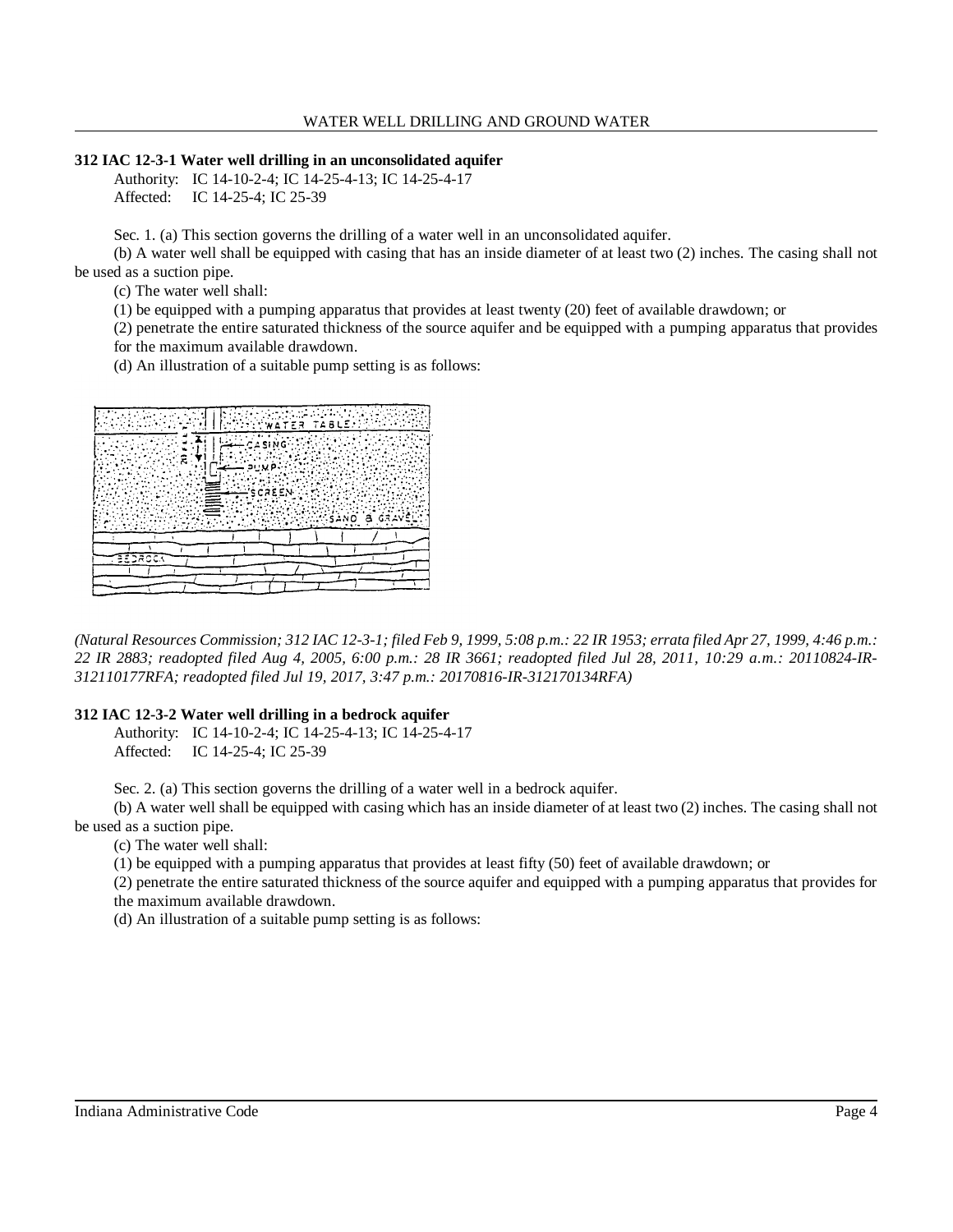**312 IAC 12-3-1 Water well drilling in an unconsolidated aquifer**

Authority: IC 14-10-2-4; IC 14-25-4-13; IC 14-25-4-17
Affected: IC 14-25-4; IC 25-39

Sec. 1. (a) This section governs the drilling of a water well in an unconsolidated aquifer.

(b) A water well shall be equipped with casing that has an inside diameter of at least two (2) inches. The casing shall not be used as a suction pipe.

(c) The water well shall:

(1) be equipped with a pumping apparatus that provides at least twenty (20) feet of available drawdown; or

(2) penetrate the entire saturated thickness of the source aquifer and be equipped with a pumping apparatus that provides for the maximum available drawdown.

(d) An illustration of a suitable pump setting is as follows:

*(Natural Resources Commission; 312 IAC 12-3-1; filed Feb 9, 1999, 5:08 p.m.: 22 IR 1953; errata filed Apr 27, 1999, 4:46 p.m.: 22 IR 2883; readopted filed Aug 4, 2005, 6:00 p.m.: 28 IR 3661; readopted filed Jul 28, 2011, 10:29 a.m.: 20110824-IR-312110177RFA; readopted filed Jul 19, 2017, 3:47 p.m.: 20170816-IR-312170134RFA)*

**312 IAC 12-3-2 Water well drilling in a bedrock aquifer**

Authority: IC 14-10-2-4; IC 14-25-4-13; IC 14-25-4-17
Affected: IC 14-25-4; IC 25-39

Sec. 2. (a) This section governs the drilling of a water well in a bedrock aquifer.

(b) A water well shall be equipped with casing which has an inside diameter of at least two (2) inches. The casing shall not be used as a suction pipe.

(c) The water well shall:

(1) be equipped with a pumping apparatus that provides at least fifty (50) feet of available drawdown; or

(2) penetrate the entire saturated thickness of the source aquifer and equipped with a pumping apparatus that provides for the maximum available drawdown.

(d) An illustration of a suitable pump setting is as follows: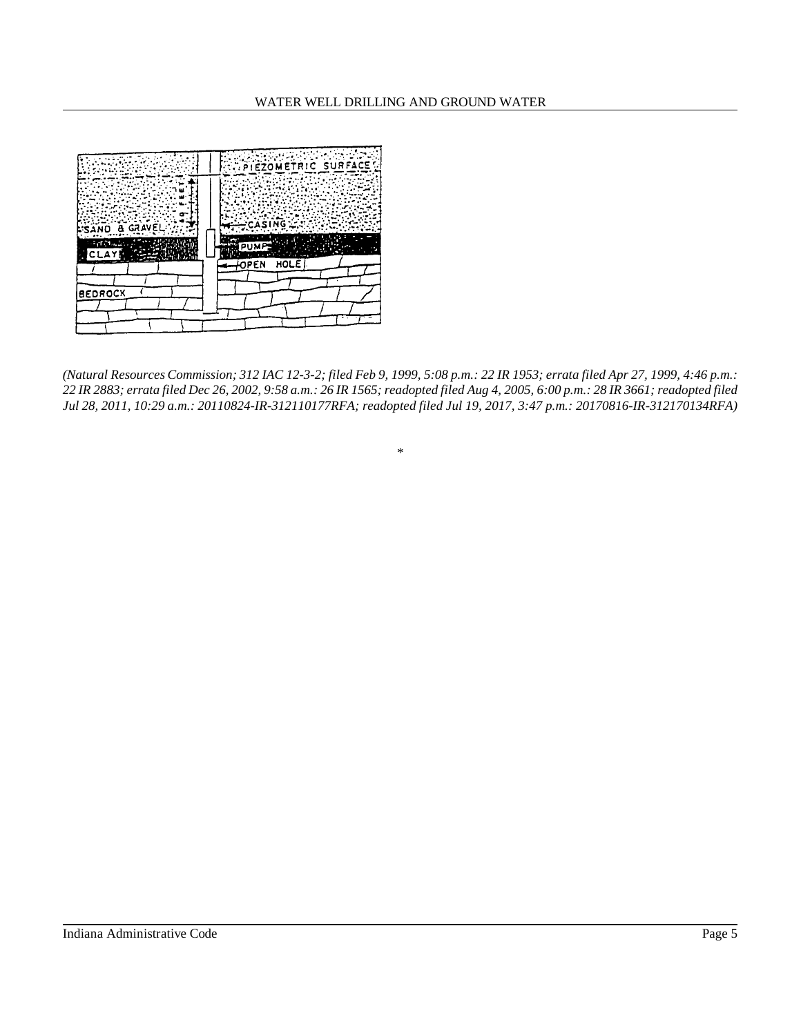PIEZOMETRIC SURFACE

10 FEET

SAND & GRAVEL

CASING

CLAY

PUMP

OPEN HOLE

BEDROCK

*(Natural Resources Commission; 312 IAC 12-3-2; filed Feb 9, 1999, 5:08 p.m.: 22 IR 1953; errata filed Apr 27, 1999, 4:46 p.m.: 22 IR 2883; errata filed Dec 26, 2002, 9:58 a.m.: 26 IR 1565; readopted filed Aug 4, 2005, 6:00 p.m.: 28 IR 3661; readopted filed Jul 28, 2011, 10:29 a.m.: 20110824-IR-312110177RFA; readopted filed Jul 19, 2017, 3:47 p.m.: 20170816-IR-312170134RFA)*

*